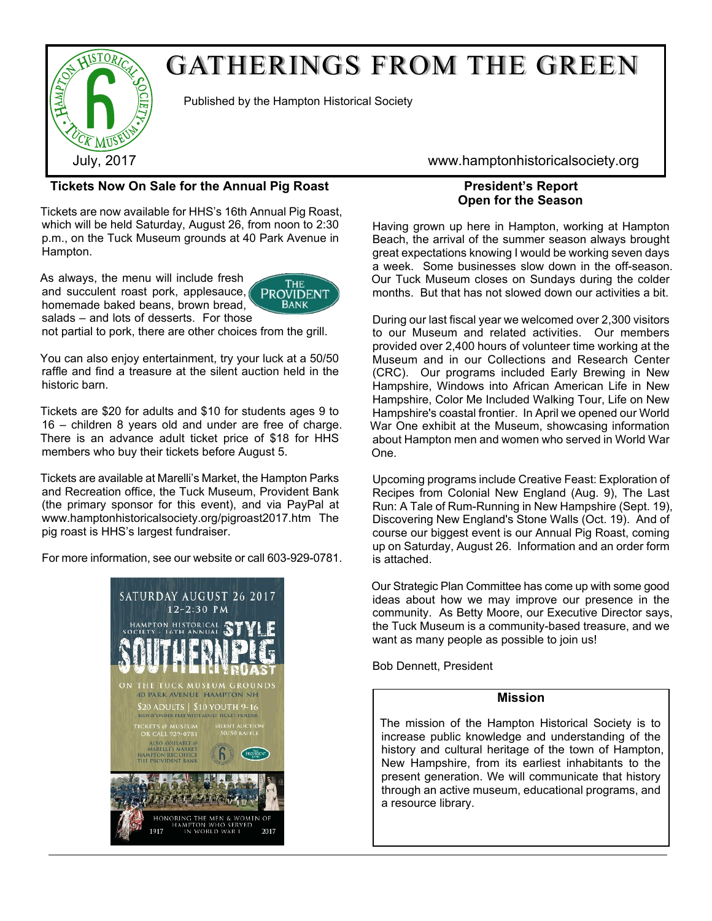# GATHERINGS FROM THE GREEN

Published by the Hampton Historical Society

July, 2017

www.hamptonhistoricalsociety.org

## Tickets Now On Sale for the Annual Pig Roast

Tickets are now available for HHS's 16th Annual Pig Roast, which will be held Saturday, August 26, from noon to 2:30 p.m., on the Tuck Museum grounds at 40 Park Avenue in Hampton.

As always, the menu will include fresh and succulent roast pork, applesauce, homemade baked beans, brown bread, salads – and lots of desserts. For those not partial to pork, there are other choices from the grill.

You can also enjoy entertainment, try your luck at a 50/50 raffle and find a treasure at the silent auction held in the historic barn.

Tickets are $20 for adults and $10 for students ages 9 to 16 – children 8 years old and under are free of charge. There is an advance adult ticket price of $18 for HHS members who buy their tickets before August 5.

Tickets are available at Marelli's Market, the Hampton Parks and Recreation office, the Tuck Museum, Provident Bank (the primary sponsor for this event), and via PayPal at www.hamptonhistoricalsociety.org/pigroast2017.htm The pig roast is HHS's largest fundraiser.

For more information, see our website or call 603-929-0781.

SATURDAY AUGUST 26 2017
12-2:30 PM
HAMPTON HISTORICAL SOCIETY – 16TH ANNUAL SOUTHERN STYLE PIG ROAST
ON THE TUCK MUSEUM GROUNDS
40 PARK AVENUE HAMPTON NH
$20 ADULTS | $10 YOUTH 9-16
KIDS 8 & UNDER FREE WITH ADULT TICKET HOLDER
TICKETS @ MUSEUM OR CALL 929-0781
SILENT AUCTION 50/50 RAFFLE
ALSO AVAILABLE @ MARELLI'S MARKET HAMPTON REC OFFICE THE PROVIDENT BANK
HONORING THE MEN & WOMEN OF HAMPTON WHO SERVED IN WORLD WAR I
1917 2017

## President's Report
## Open for the Season

Having grown up here in Hampton, working at Hampton Beach, the arrival of the summer season always brought great expectations knowing I would be working seven days a week. Some businesses slow down in the off-season. Our Tuck Museum closes on Sundays during the colder months. But that has not slowed down our activities a bit.

During our last fiscal year we welcomed over 2,300 visitors to our Museum and related activities. Our members provided over 2,400 hours of volunteer time working at the Museum and in our Collections and Research Center (CRC). Our programs included Early Brewing in New Hampshire, Windows into African American Life in New Hampshire, Color Me Included Walking Tour, Life on New Hampshire's coastal frontier. In April we opened our World War One exhibit at the Museum, showcasing information about Hampton men and women who served in World War One.

Upcoming programs include Creative Feast: Exploration of Recipes from Colonial New England (Aug. 9), The Last Run: A Tale of Rum-Running in New Hampshire (Sept. 19), Discovering New England's Stone Walls (Oct. 19). And of course our biggest event is our Annual Pig Roast, coming up on Saturday, August 26. Information and an order form is attached.

Our Strategic Plan Committee has come up with some good ideas about how we may improve our presence in the community. As Betty Moore, our Executive Director says, the Tuck Museum is a community-based treasure, and we want as many people as possible to join us!

Bob Dennett, President

### Mission

The mission of the Hampton Historical Society is to increase public knowledge and understanding of the history and cultural heritage of the town of Hampton, New Hampshire, from its earliest inhabitants to the present generation. We will communicate that history through an active museum, educational programs, and a resource library.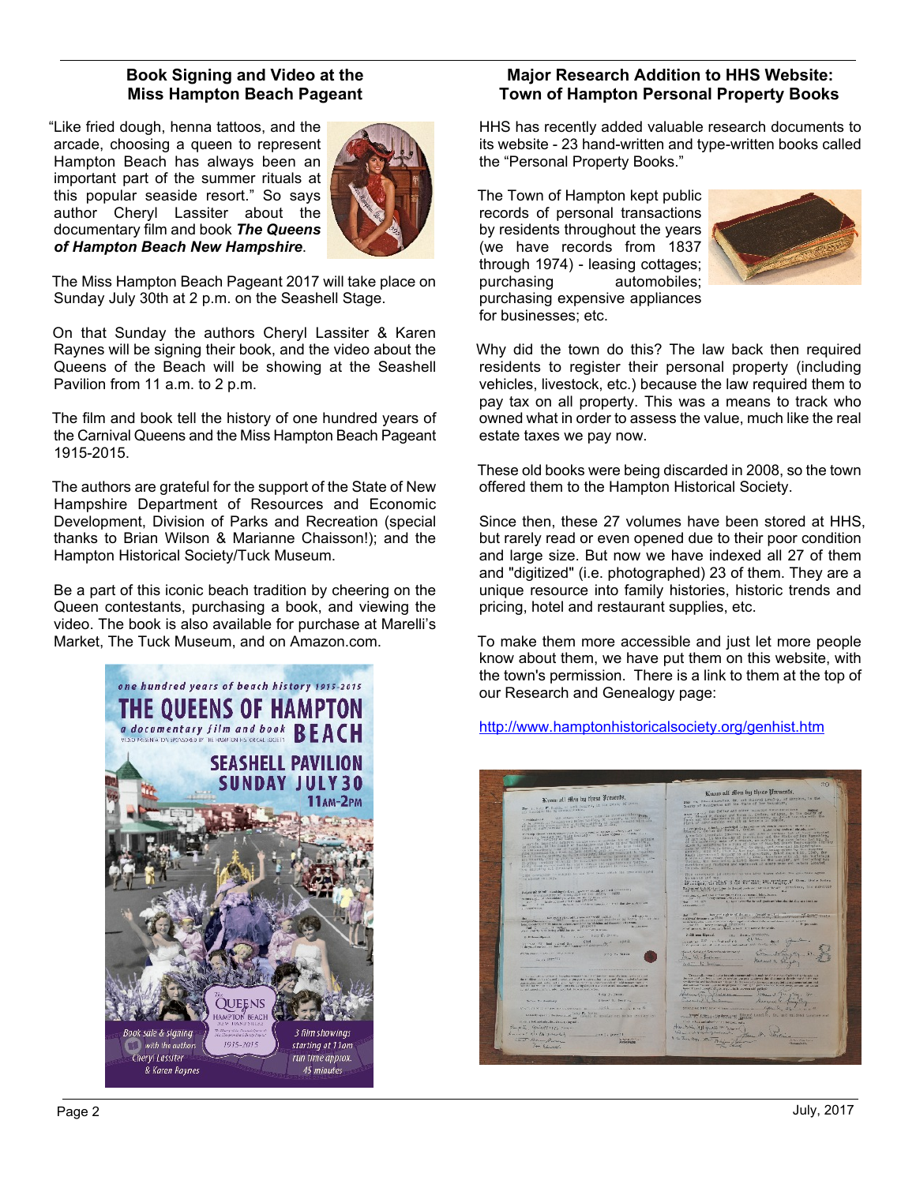## Book Signing and Video at the Miss Hampton Beach Pageant

"Like fried dough, henna tattoos, and the arcade, choosing a queen to represent Hampton Beach has always been an important part of the summer rituals at this popular seaside resort." So says author Cheryl Lassiter about the documentary film and book ***The Queens of Hampton Beach New Hampshire***.

The Miss Hampton Beach Pageant 2017 will take place on Sunday July 30th at 2 p.m. on the Seashell Stage.

On that Sunday the authors Cheryl Lassiter & Karen Raynes will be signing their book, and the video about the Queens of the Beach will be showing at the Seashell Pavilion from 11 a.m. to 2 p.m.

The film and book tell the history of one hundred years of the Carnival Queens and the Miss Hampton Beach Pageant 1915-2015.

The authors are grateful for the support of the State of New Hampshire Department of Resources and Economic Development, Division of Parks and Recreation (special thanks to Brian Wilson & Marianne Chaisson!); and the Hampton Historical Society/Tuck Museum.

Be a part of this iconic beach tradition by cheering on the Queen contestants, purchasing a book, and viewing the video. The book is also available for purchase at Marelli's Market, The Tuck Museum, and on Amazon.com.

## Major Research Addition to HHS Website: Town of Hampton Personal Property Books

HHS has recently added valuable research documents to its website - 23 hand-written and type-written books called the "Personal Property Books."

The Town of Hampton kept public records of personal transactions by residents throughout the years (we have records from 1837 through 1974) - leasing cottages; purchasing automobiles; purchasing expensive appliances for businesses; etc.

Why did the town do this? The law back then required residents to register their personal property (including vehicles, livestock, etc.) because the law required them to pay tax on all property. This was a means to track who owned what in order to assess the value, much like the real estate taxes we pay now.

These old books were being discarded in 2008, so the town offered them to the Hampton Historical Society.

Since then, these 27 volumes have been stored at HHS, but rarely read or even opened due to their poor condition and large size. But now we have indexed all 27 of them and "digitized" (i.e. photographed) 23 of them. They are a unique resource into family histories, historic trends and pricing, hotel and restaurant supplies, etc.

To make them more accessible and just let more people know about them, we have put them on this website, with the town's permission. There is a link to them at the top of our Research and Genealogy page:

http://www.hamptonhistoricalsociety.org/genhist.htm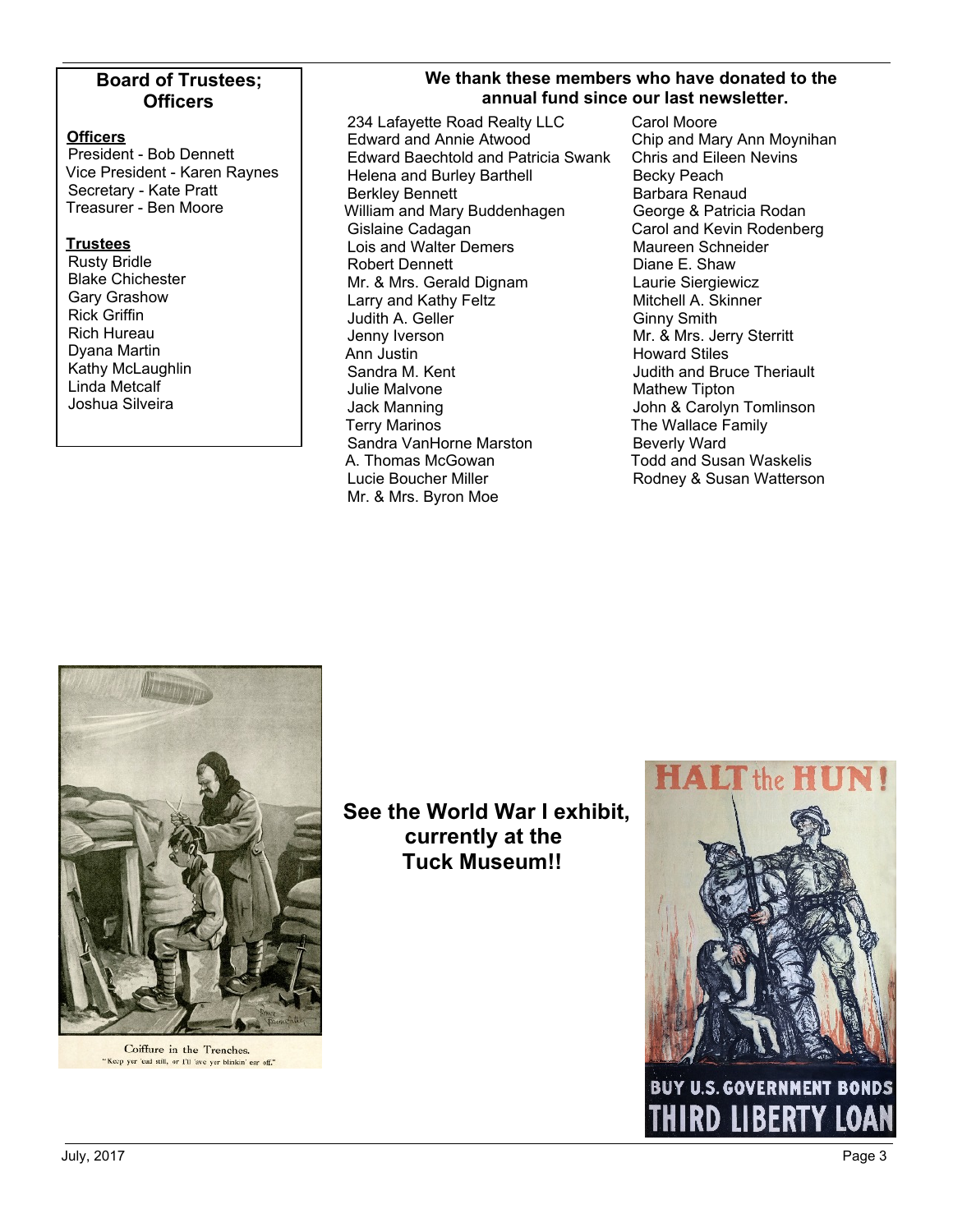## Board of Trustees; Officers

**Officers**

President - Bob Dennett
Vice President - Karen Raynes
Secretary - Kate Pratt
Treasurer - Ben Moore

**Trustees**

Rusty Bridle
Blake Chichester
Gary Grashow
Rick Griffin
Rich Hureau
Dyana Martin
Kathy McLaughlin
Linda Metcalf
Joshua Silveira

## We thank these members who have donated to the annual fund since our last newsletter.

234 Lafayette Road Realty LLC
Edward and Annie Atwood
Edward Baechtold and Patricia Swank
Helena and Burley Barthell
Berkley Bennett
William and Mary Buddenhagen
Gislaine Cadagan
Lois and Walter Demers
Robert Dennett
Mr. & Mrs. Gerald Dignam
Larry and Kathy Feltz
Judith A. Geller
Jenny Iverson
Ann Justin
Sandra M. Kent
Julie Malvone
Jack Manning
Terry Marinos
Sandra VanHorne Marston
A. Thomas McGowan
Lucie Boucher Miller
Mr. & Mrs. Byron Moe
Carol Moore
Chip and Mary Ann Moynihan
Chris and Eileen Nevins
Becky Peach
Barbara Renaud
George & Patricia Rodan
Carol and Kevin Rodenberg
Maureen Schneider
Diane E. Shaw
Laurie Siergiewicz
Mitchell A. Skinner
Ginny Smith
Mr. & Mrs. Jerry Sterritt
Howard Stiles
Judith and Bruce Theriault
Mathew Tipton
John & Carolyn Tomlinson
The Wallace Family
Beverly Ward
Todd and Susan Waskelis
Rodney & Susan Watterson

Coiffure in the Trenches.
"Keep yer 'ead still, or I'll 'ave yer blinkin' ear off."

**See the World War I exhibit, currently at the Tuck Museum!!**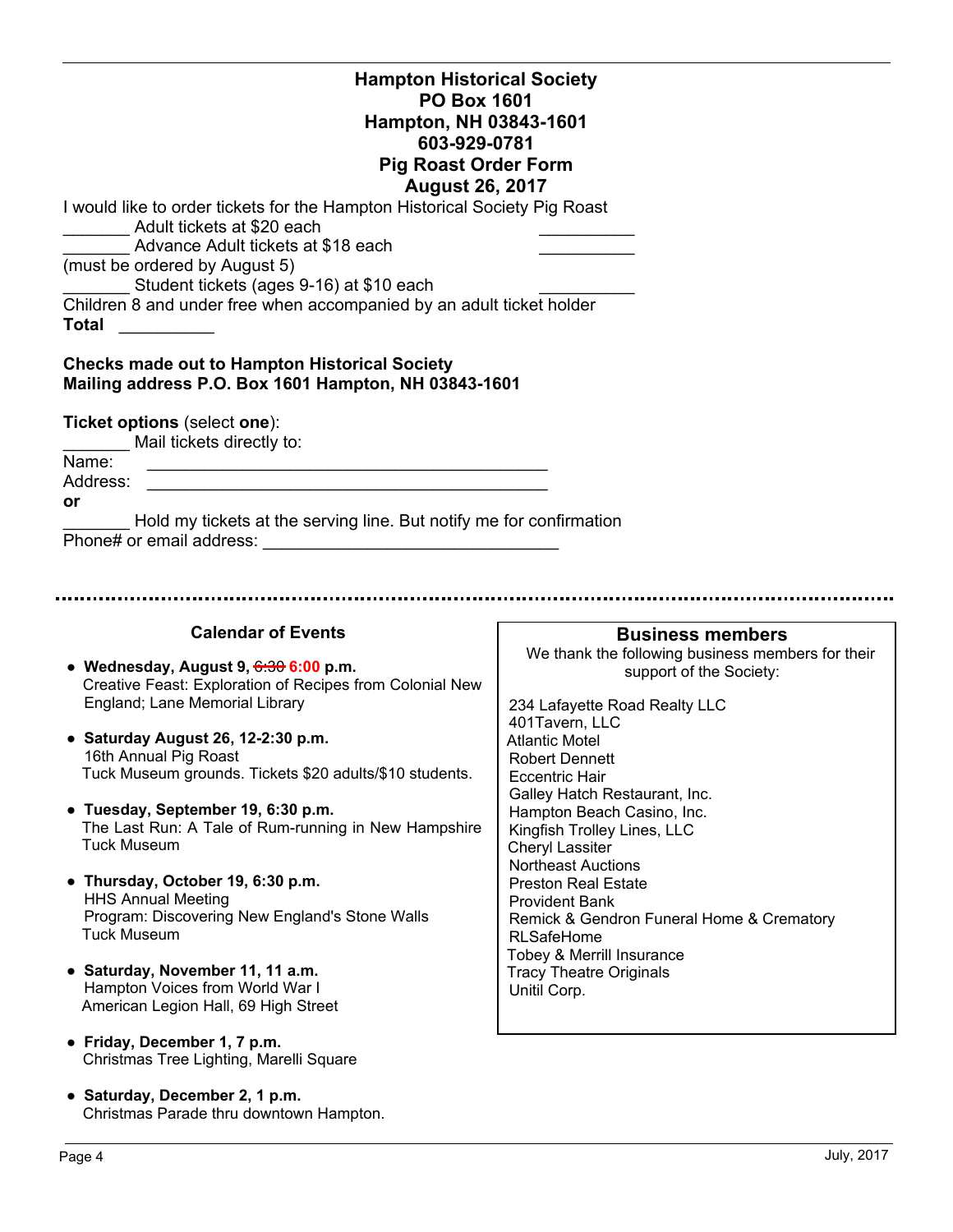**Hampton Historical Society**
**PO Box 1601**
**Hampton, NH 03843-1601**
**603-929-0781**
**Pig Roast Order Form**
**August 26, 2017**

I would like to order tickets for the Hampton Historical Society Pig Roast

_______ Adult tickets at $20 each __________

_______ Advance Adult tickets at $18 each __________

(must be ordered by August 5)

_______ Student tickets (ages 9-16) at $10 each __________

Children 8 and under free when accompanied by an adult ticket holder

**Total** __________

**Checks made out to Hampton Historical Society**
**Mailing address P.O. Box 1601 Hampton, NH 03843-1601**

**Ticket options** (select **one**):

_______ Mail tickets directly to:

Name: ___________________________________________

Address: ___________________________________________

**or**

_______ Hold my tickets at the serving line. But notify me for confirmation

Phone# or email address: ________________________________

---

## Calendar of Events

- **Wednesday, August 9, ~~6:30~~ 6:00 p.m.**
  Creative Feast: Exploration of Recipes from Colonial New England; Lane Memorial Library
- **Saturday August 26, 12-2:30 p.m.**
  16th Annual Pig Roast
  Tuck Museum grounds. Tickets $20 adults/$10 students.
- **Tuesday, September 19, 6:30 p.m.**
  The Last Run: A Tale of Rum-running in New Hampshire
  Tuck Museum
- **Thursday, October 19, 6:30 p.m.**
  HHS Annual Meeting
  Program: Discovering New England's Stone Walls
  Tuck Museum
- **Saturday, November 11, 11 a.m.**
  Hampton Voices from World War I
  American Legion Hall, 69 High Street
- **Friday, December 1, 7 p.m.**
  Christmas Tree Lighting, Marelli Square
- **Saturday, December 2, 1 p.m.**
  Christmas Parade thru downtown Hampton.

## Business members

We thank the following business members for their support of the Society:

234 Lafayette Road Realty LLC
401Tavern, LLC
Atlantic Motel
Robert Dennett
Eccentric Hair
Galley Hatch Restaurant, Inc.
Hampton Beach Casino, Inc.
Kingfish Trolley Lines, LLC
Cheryl Lassiter
Northeast Auctions
Preston Real Estate
Provident Bank
Remick & Gendron Funeral Home & Crematory
RLSafeHome
Tobey & Merrill Insurance
Tracy Theatre Originals
Unitil Corp.